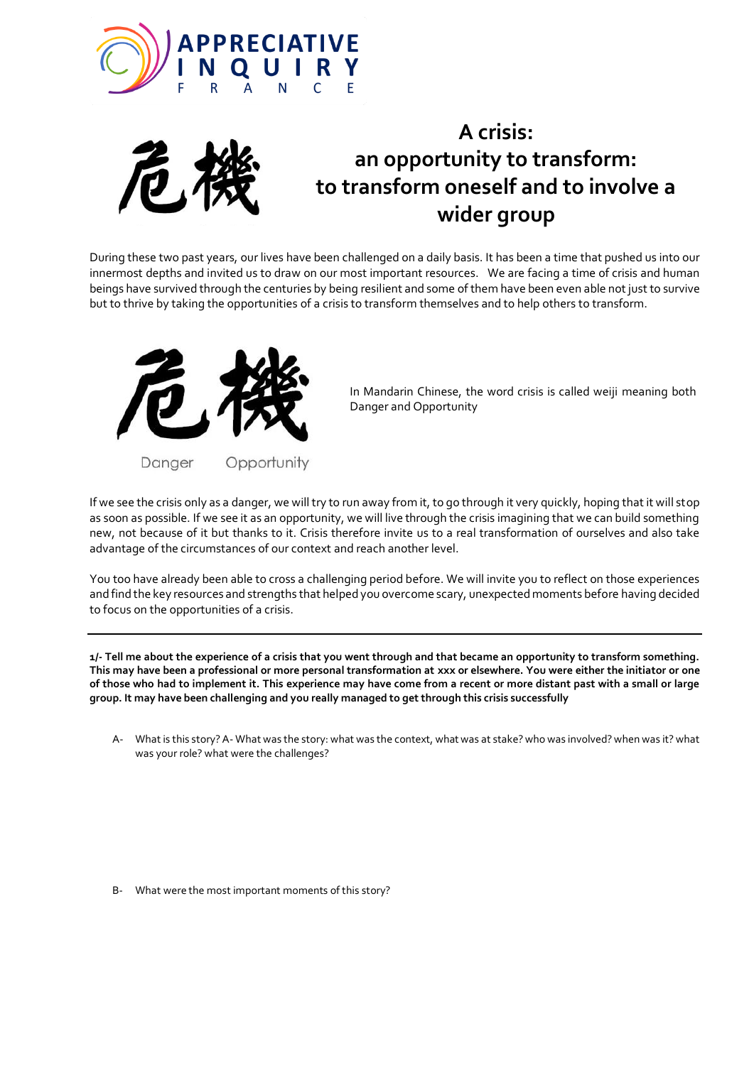# A crisis: an opportunity to transform: to transform oneself and to involve a wider group

危機

During these two past years, our lives have been challenged on a daily basis. It has been a time that pushed us into our innermost depths and invited us to draw on our most important resources. We are facing a time of crisis and human beings have survived through the centuries by being resilient and some of them have been even able not just to survive but to thrive by taking the opportunities of a crisis to transform themselves and to help others to transform.

危機

Danger Opportunity

In Mandarin Chinese, the word crisis is called weiji meaning both Danger and Opportunity

If we see the crisis only as a danger, we will try to run away from it, to go through it very quickly, hoping that it will stop as soon as possible. If we see it as an opportunity, we will live through the crisis imagining that we can build something new, not because of it but thanks to it. Crisis therefore invite us to a real transformation of ourselves and also take advantage of the circumstances of our context and reach another level.

You too have already been able to cross a challenging period before. We will invite you to reflect on those experiences and find the key resources and strengths that helped you overcome scary, unexpected moments before having decided to focus on the opportunities of a crisis.

---

**1/- Tell me about the experience of a crisis that you went through and that became an opportunity to transform something. This may have been a professional or more personal transformation at xxx or elsewhere. You were either the initiator or one of those who had to implement it. This experience may have come from a recent or more distant past with a small or large group. It may have been challenging and you really managed to get through this crisis successfully**

A- What is this story? A- What was the story: what was the context, what was at stake? who was involved? when was it? what was your role? what were the challenges?

B- What were the most important moments of this story?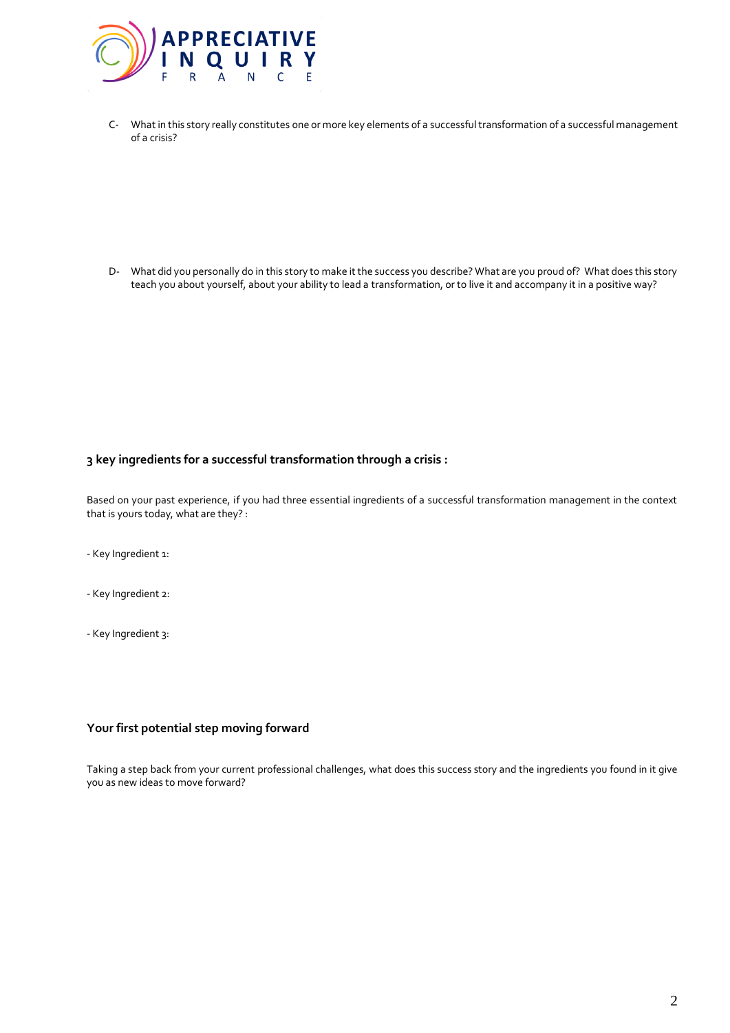C- What in this story really constitutes one or more key elements of a successful transformation of a successful management of a crisis?

D- What did you personally do in this story to make it the success you describe? What are you proud of? What does this story teach you about yourself, about your ability to lead a transformation, or to live it and accompany it in a positive way?

## 3 key ingredients for a successful transformation through a crisis :

Based on your past experience, if you had three essential ingredients of a successful transformation management in the context that is yours today, what are they? :

- Key Ingredient 1:

- Key Ingredient 2:

- Key Ingredient 3:

## Your first potential step moving forward

Taking a step back from your current professional challenges, what does this success story and the ingredients you found in it give you as new ideas to move forward?